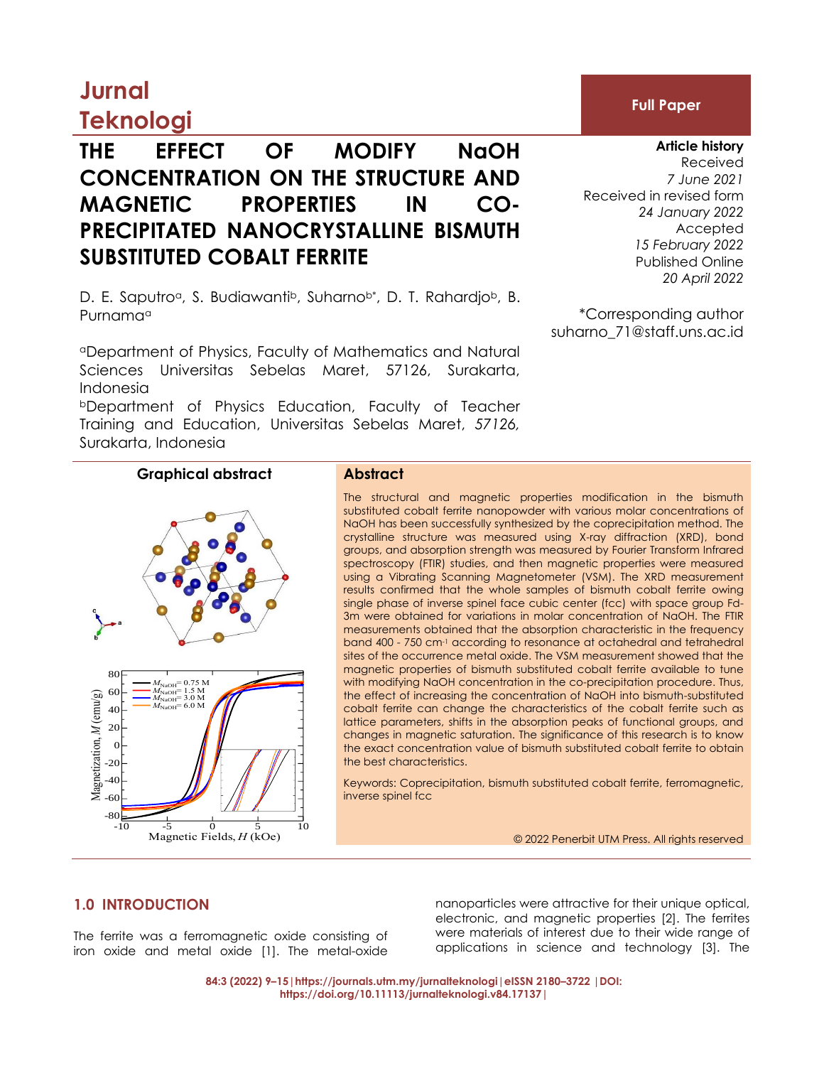Jurnal Teknologi

**Full Paper**

# THE EFFECT OF MODIFY NaOH CONCENTRATION ON THE STRUCTURE AND MAGNETIC PROPERTIES IN CO-PRECIPITATED NANOCRYSTALLINE BISMUTH SUBSTITUTED COBALT FERRITE

D. E. Saputro[a], S. Budiawanti[b], Suharno[b*], D. T. Rahardjo[b], B. Purnama[a]

[a]Department of Physics, Faculty of Mathematics and Natural Sciences Universitas Sebelas Maret, 57126, Surakarta, Indonesia

[b]Department of Physics Education, Faculty of Teacher Training and Education, Universitas Sebelas Maret, *57126,* Surakarta, Indonesia

**Article history**
Received
*7 June 2021*
Received in revised form
*24 January 2022*
Accepted
*15 February 2022*
Published Online
*20 April 2022*

*Corresponding author
suharno_71@staff.uns.ac.id

**Graphical abstract**

## Abstract

The structural and magnetic properties modification in the bismuth substituted cobalt ferrite nanopowder with various molar concentrations of NaOH has been successfully synthesized by the coprecipitation method. The crystalline structure was measured using X-ray diffraction (XRD), bond groups, and absorption strength was measured by Fourier Transform Infrared spectroscopy (FTIR) studies, and then magnetic properties were measured using a Vibrating Scanning Magnetometer (VSM). The XRD measurement results confirmed that the whole samples of bismuth cobalt ferrite owing single phase of inverse spinel face cubic center (fcc) with space group Fd-3m were obtained for variations in molar concentration of NaOH. The FTIR measurements obtained that the absorption characteristic in the frequency band 400 - 750 cm$^{-1}$ according to resonance at octahedral and tetrahedral sites of the occurrence metal oxide. The VSM measurement showed that the magnetic properties of bismuth substituted cobalt ferrite available to tune with modifying NaOH concentration in the co-precipitation procedure. Thus, the effect of increasing the concentration of NaOH into bismuth-substituted cobalt ferrite can change the characteristics of the cobalt ferrite such as lattice parameters, shifts in the absorption peaks of functional groups, and changes in magnetic saturation. The significance of this research is to know the exact concentration value of bismuth substituted cobalt ferrite to obtain the best characteristics.

Keywords: Coprecipitation, bismuth substituted cobalt ferrite, ferromagnetic, inverse spinel fcc

© 2022 Penerbit UTM Press. All rights reserved

## 1.0 INTRODUCTION

The ferrite was a ferromagnetic oxide consisting of iron oxide and metal oxide [1]. The metal-oxide nanoparticles were attractive for their unique optical, electronic, and magnetic properties [2]. The ferrites were materials of interest due to their wide range of applications in science and technology [3]. The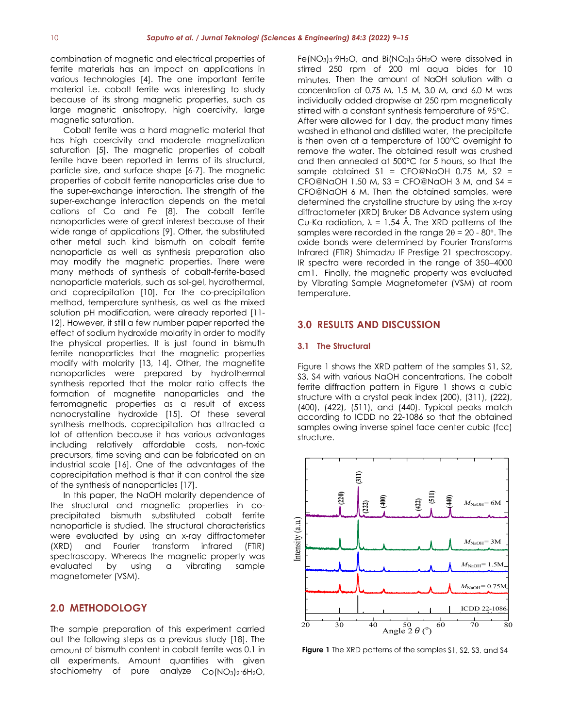combination of magnetic and electrical properties of ferrite materials has an impact on applications in various technologies [4]. The one important ferrite material i.e. cobalt ferrite was interesting to study because of its strong magnetic properties, such as large magnetic anisotropy, high coercivity, large magnetic saturation.

Cobalt ferrite was a hard magnetic material that has high coercivity and moderate magnetization saturation [5]. The magnetic properties of cobalt ferrite have been reported in terms of its structural, particle size, and surface shape [6-7]. The magnetic properties of cobalt ferrite nanoparticles arise due to the super-exchange interaction. The strength of the super-exchange interaction depends on the metal cations of Co and Fe [8]. The cobalt ferrite nanoparticles were of great interest because of their wide range of applications [9]. Other, the substituted other metal such kind bismuth on cobalt ferrite nanoparticle as well as synthesis preparation also may modify the magnetic properties. There were many methods of synthesis of cobalt-ferrite-based nanoparticle materials, such as sol-gel, hydrothermal, and coprecipitation [10]. For the co-precipitation method, temperature synthesis, as well as the mixed solution pH modification, were already reported [11-12]. However, it still a few number paper reported the effect of sodium hydroxide molarity in order to modify the physical properties. It is just found in bismuth ferrite nanoparticles that the magnetic properties modify with molarity [13, 14]. Other, the magnetite nanoparticles were prepared by hydrothermal synthesis reported that the molar ratio affects the formation of magnetite nanoparticles and the ferromagnetic properties as a result of excess nanocrystalline hydroxide [15]. Of these several synthesis methods, coprecipitation has attracted a lot of attention because it has various advantages including relatively affordable costs, non-toxic precursors, time saving and can be fabricated on an industrial scale [16]. One of the advantages of the coprecipitation method is that it can control the size of the synthesis of nanoparticles [17].

In this paper, the NaOH molarity dependence of the structural and magnetic properties in co-precipitated bismuth substituted cobalt ferrite nanoparticle is studied. The structural characteristics were evaluated by using an x-ray diffractometer (XRD) and Fourier transform infrared (FTIR) spectroscopy. Whereas the magnetic property was evaluated by using a vibrating sample magnetometer (VSM).

## 2.0 METHODOLOGY

The sample preparation of this experiment carried out the following steps as a previous study [18]. The amount of bismuth content in cobalt ferrite was 0.1 in all experiments. Amount quantities with given stochiometry of pure analyze $Co(NO_3)_2{\cdot}6H_2O$, $Fe(NO_3)_3{\cdot}9H_2O$, and $Bi(NO_3)_3{\cdot}5H_2O$ were dissolved in stirred 250 rpm of 200 ml aqua bides for 10 minutes. Then the amount of NaOH solution with a concentration of 0.75 M, 1.5 M, 3.0 M, and 6.0 M was individually added dropwise at 250 rpm magnetically stirred with a constant synthesis temperature of 95°C. After were allowed for 1 day, the product many times washed in ethanol and distilled water, the precipitate is then oven at a temperature of 100°C overnight to remove the water. The obtained result was crushed and then annealed at 500°C for 5 hours, so that the sample obtained S1 = CFO@NaOH 0.75 M, S2 = CFO@NaOH 1.50 M, S3 = CFO@NaOH 3 M, and S4 = CFO@NaOH 6 M. Then the obtained samples, were determined the crystalline structure by using the x-ray diffractometer (XRD) Bruker D8 Advance system using Cu-Ka radiation, λ = 1.54 Å. The XRD patterns of the samples were recorded in the range 2θ = 20 - 80°. The oxide bonds were determined by Fourier Transforms Infrared (FTIR) Shimadzu IF Prestige 21 spectroscopy. IR spectra were recorded in the range of 350–4000 cm1. Finally, the magnetic property was evaluated by Vibrating Sample Magnetometer (VSM) at room temperature.

## 3.0 RESULTS AND DISCUSSION

### 3.1 The Structural

Figure 1 shows the XRD pattern of the samples S1, S2, S3, S4 with various NaOH concentrations. The cobalt ferrite diffraction pattern in Figure 1 shows a cubic structure with a crystal peak index (200), (311), (222), (400), (422), (511), and (440). Typical peaks match according to ICDD no 22-1086 so that the obtained samples owing inverse spinel face center cubic (fcc) structure.

**Figure 1** The XRD patterns of the samples S1, S2, S3, and S4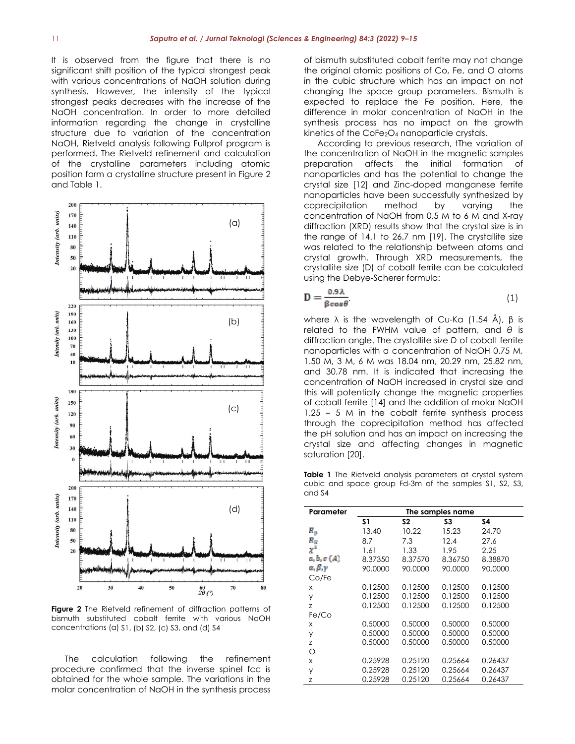It is observed from the figure that there is no significant shift position of the typical strongest peak with various concentrations of NaOH solution during synthesis. However, the intensity of the typical strongest peaks decreases with the increase of the NaOH concentration. In order to more detailed information regarding the change in crystalline structure due to variation of the concentration NaOH, Rietveld analysis following Fullprof program is performed. The Rietveld refinement and calculation of the crystalline parameters including atomic position form a crystalline structure present in Figure 2 and Table 1.

**Figure 2** The Rietveld refinement of diffraction patterns of bismuth substituted cobalt ferrite with various NaOH concentrations (a) S1, (b) S2, (c) S3, and (d) S4

The calculation following the refinement procedure confirmed that the inverse spinel fcc is obtained for the whole sample. The variations in the molar concentration of NaOH in the synthesis process of bismuth substituted cobalt ferrite may not change the original atomic positions of Co, Fe, and O atoms in the cubic structure which has an impact on not changing the space group parameters. Bismuth is expected to replace the Fe position. Here, the difference in molar concentration of NaOH in the synthesis process has no impact on the growth kinetics of the $CoFe_2O_4$ nanoparticle crystals.

According to previous research, tThe variation of the concentration of NaOH in the magnetic samples preparation affects the initial formation of nanoparticles and has the potential to change the crystal size [12] and Zinc-doped manganese ferrite nanoparticles have been successfully synthesized by coprecipitation method by varying the concentration of NaOH from 0.5 M to 6 M and X-ray diffraction (XRD) results show that the crystal size is in the range of 14.1 to 26.7 nm [19]. The crystallite size was related to the relationship between atoms and crystal growth. Through XRD measurements, the crystallite size (D) of cobalt ferrite can be calculated using the Debye-Scherer formula:

$$D = \frac{0.9\lambda}{\beta \cos\theta} \quad (1)$$

where $\lambda$ is the wavelength of Cu-Kα (1.54 Å), $\beta$ is related to the FWHM value of pattern, and $\theta$ is diffraction angle. The crystallite size $D$ of cobalt ferrite nanoparticles with a concentration of NaOH 0.75 M, 1.50 M, 3 M, 6 M was 18.04 nm, 20.29 nm, 25.82 nm, and 30.78 nm. It is indicated that increasing the concentration of NaOH increased in crystal size and this will potentially change the magnetic properties of cobalt ferrite [14] and the addition of molar NaOH 1.25 – 5 M in the cobalt ferrite synthesis process through the coprecipitation method has affected the pH solution and has an impact on increasing the crystal size and affecting changes in magnetic saturation [20].

**Table 1** The Rietveld analysis parameters at crystal system cubic and space group Fd-3m of the samples S1, S2, S3, and S4

| Parameter | The samples name | | | |
|---|---|---|---|---|
| | S1 | S2 | S3 | S4 |
| $R_p$ | 13.40 | 10.22 | 15.23 | 24.70 |
| $R_B$ | 8.7 | 7.3 | 12.4 | 27.6 |
| $\chi^2$ | 1.61 | 1.33 | 1.95 | 2.25 |
| $a, b, c$ (Å) | 8.37350 | 8.37570 | 8.36750 | 8.38870 |
| $\alpha, \beta, \gamma$ | 90.0000 | 90.0000 | 90.0000 | 90.0000 |
| Co/Fe | | | | |
| x | 0.12500 | 0.12500 | 0.12500 | 0.12500 |
| y | 0.12500 | 0.12500 | 0.12500 | 0.12500 |
| z | 0.12500 | 0.12500 | 0.12500 | 0.12500 |
| Fe/Co | | | | |
| x | 0.50000 | 0.50000 | 0.50000 | 0.50000 |
| y | 0.50000 | 0.50000 | 0.50000 | 0.50000 |
| z | 0.50000 | 0.50000 | 0.50000 | 0.50000 |
| O | | | | |
| x | 0.25928 | 0.25120 | 0.25664 | 0.26437 |
| y | 0.25928 | 0.25120 | 0.25664 | 0.26437 |
| z | 0.25928 | 0.25120 | 0.25664 | 0.26437 |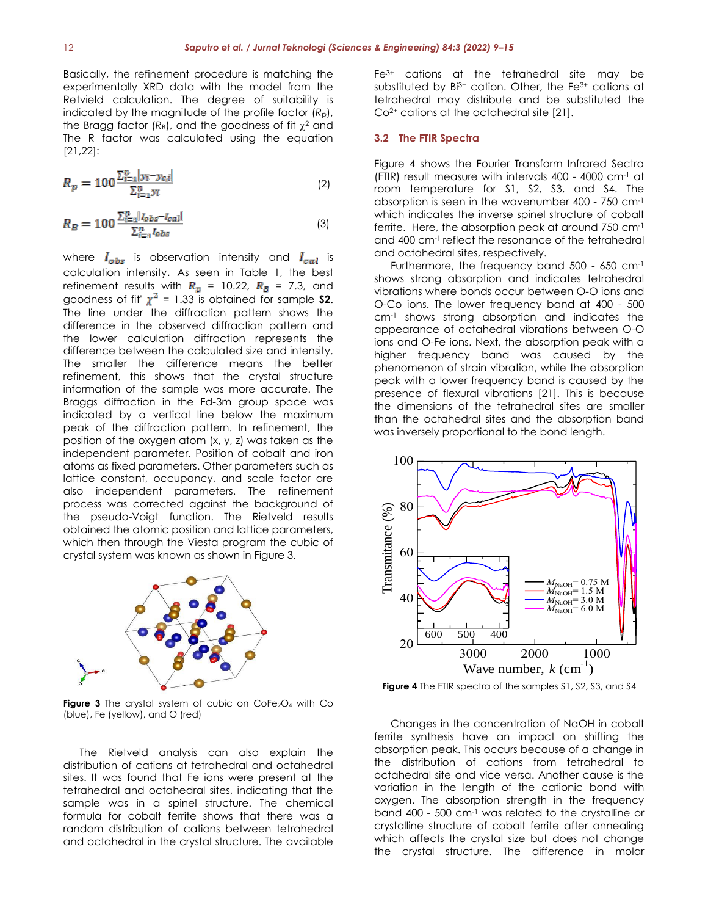Basically, the refinement procedure is matching the experimentally XRD data with the model from the Retvield calculation. The degree of suitability is indicated by the magnitude of the profile factor ($R_p$), the Bragg factor ($R_B$), and the goodness of fit $\chi^2$ and The R factor was calculated using the equation [21,22]:

$$R_p = 100\frac{\sum_{i=1}^{n}|y_i - y_{ci}|}{\sum_{i=1}^{n} y_i} \quad (2)$$

$$R_B = 100\frac{\sum_{i=1}^{n}|I_{obs} - I_{cal}|}{\sum_{i=1}^{n} I_{obs}} \quad (3)$$

where $I_{obs}$ is observation intensity and $I_{cal}$ is calculation intensity. As seen in Table 1, the best refinement results with $R_p$ = 10.22, $R_B$ = 7.3, and goodness of fit' $\chi^2$ = 1.33 is obtained for sample **S2**. The line under the diffraction pattern shows the difference in the observed diffraction pattern and the lower calculation diffraction represents the difference between the calculated size and intensity. The smaller the difference means the better refinement, this shows that the crystal structure information of the sample was more accurate. The Braggs diffraction in the Fd-3m group space was indicated by a vertical line below the maximum peak of the diffraction pattern. In refinement, the position of the oxygen atom (x, y, z) was taken as the independent parameter. Position of cobalt and iron atoms as fixed parameters. Other parameters such as lattice constant, occupancy, and scale factor are also independent parameters. The refinement process was corrected against the background of the pseudo-Voigt function. The Rietveld results obtained the atomic position and lattice parameters, which then through the Viesta program the cubic of crystal system was known as shown in Figure 3.

**Figure 3** The crystal system of cubic on $CoFe_2O_4$ with Co (blue), Fe (yellow), and O (red)

The Rietveld analysis can also explain the distribution of cations at tetrahedral and octahedral sites. It was found that Fe ions were present at the tetrahedral and octahedral sites, indicating that the sample was in a spinel structure. The chemical formula for cobalt ferrite shows that there was a random distribution of cations between tetrahedral and octahedral in the crystal structure. The available $Fe^{3+}$ cations at the tetrahedral site may be substituted by $Bi^{3+}$ cation. Other, the $Fe^{3+}$ cations at tetrahedral may distribute and be substituted the $Co^{2+}$ cations at the octahedral site [21].

### 3.2 The FTIR Spectra

Figure 4 shows the Fourier Transform Infrared Sectra (FTIR) result measure with intervals 400 - 4000 cm$^{-1}$ at room temperature for S1, S2, S3, and S4. The absorption is seen in the wavenumber 400 - 750 cm$^{-1}$ which indicates the inverse spinel structure of cobalt ferrite. Here, the absorption peak at around 750 cm$^{-1}$ and 400 cm$^{-1}$ reflect the resonance of the tetrahedral and octahedral sites, respectively.

Furthermore, the frequency band 500 - 650 cm$^{-1}$ shows strong absorption and indicates tetrahedral vibrations where bonds occur between O-O ions and O-Co ions. The lower frequency band at 400 - 500 cm$^{-1}$ shows strong absorption and indicates the appearance of octahedral vibrations between O-O ions and O-Fe ions. Next, the absorption peak with a higher frequency band was caused by the phenomenon of strain vibration, while the absorption peak with a lower frequency band is caused by the presence of flexural vibrations [21]. This is because the dimensions of the tetrahedral sites are smaller than the octahedral sites and the absorption band was inversely proportional to the bond length.

**Figure 4** The FTIR spectra of the samples S1, S2, S3, and S4

Changes in the concentration of NaOH in cobalt ferrite synthesis have an impact on shifting the absorption peak. This occurs because of a change in the distribution of cations from tetrahedral to octahedral site and vice versa. Another cause is the variation in the length of the cationic bond with oxygen. The absorption strength in the frequency band 400 - 500 cm$^{-1}$ was related to the crystalline or crystalline structure of cobalt ferrite after annealing which affects the crystal size but does not change the crystal structure. The difference in molar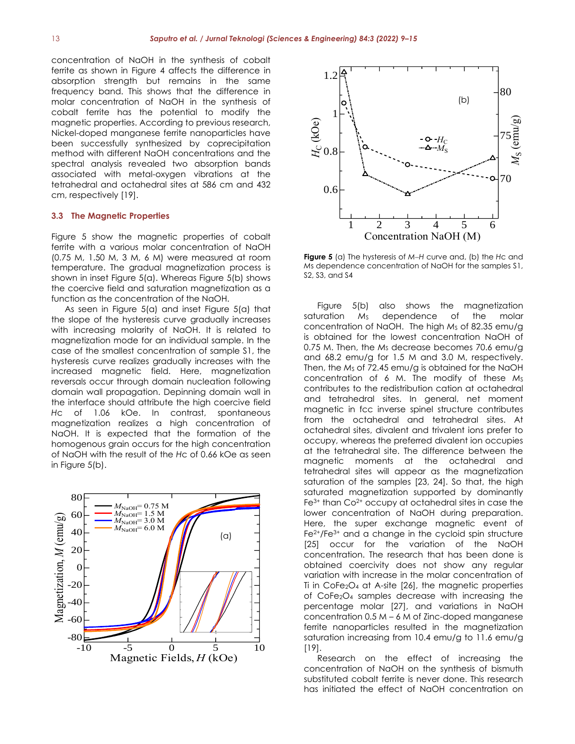concentration of NaOH in the synthesis of cobalt ferrite as shown in Figure 4 affects the difference in absorption strength but remains in the same frequency band. This shows that the difference in molar concentration of NaOH in the synthesis of cobalt ferrite has the potential to modify the magnetic properties. According to previous research, Nickel-doped manganese ferrite nanoparticles have been successfully synthesized by coprecipitation method with different NaOH concentrations and the spectral analysis revealed two absorption bands associated with metal-oxygen vibrations at the tetrahedral and octahedral sites at 586 cm and 432 cm, respectively [19].

### 3.3 The Magnetic Properties

Figure 5 show the magnetic properties of cobalt ferrite with a various molar concentration of NaOH (0.75 M, 1.50 M, 3 M, 6 M) were measured at room temperature. The gradual magnetization process is shown in inset Figure 5(a). Whereas Figure 5(b) shows the coercive field and saturation magnetization as a function as the concentration of the NaOH.

As seen in Figure 5(a) and inset Figure 5(a) that the slope of the hysteresis curve gradually increases with increasing molarity of NaOH. It is related to magnetization mode for an individual sample. In the case of the smallest concentration of sample S1, the hysteresis curve realizes gradually increases with the increased magnetic field. Here, magnetization reversals occur through domain nucleation following domain wall propagation. Depinning domain wall in the interface should attribute the high coercive field *Hc* of 1.06 kOe. In contrast, spontaneous magnetization realizes a high concentration of NaOH. It is expected that the formation of the homogenous grain occurs for the high concentration of NaOH with the result of the *Hc* of 0.66 kOe as seen in Figure 5(b).

**Figure 5** (a) The hysteresis of *M–H* curve and, (b) the *Hc* and *Ms* dependence concentration of NaOH for the samples S1, S2, S3, and S4

Figure 5(b) also shows the magnetization saturation $M_S$ dependence of the molar concentration of NaOH. The high $M_S$ of 82.35 emu/g is obtained for the lowest concentration NaOH of 0.75 M. Then, the $M_S$ decrease becomes 70.6 emu/g and 68.2 emu/g for 1.5 M and 3.0 M, respectively. Then, the $M_S$ of 72.45 emu/g is obtained for the NaOH concentration of 6 M. The modify of these $M_S$ contributes to the redistribution cation at octahedral and tetrahedral sites. In general, net moment magnetic in fcc inverse spinel structure contributes from the octahedral and tetrahedral sites. At octahedral sites, divalent and trivalent ions prefer to occupy, whereas the preferred divalent ion occupies at the tetrahedral site. The difference between the magnetic moments at the octahedral and tetrahedral sites will appear as the magnetization saturation of the samples [23, 24]. So that, the high saturated magnetization supported by dominantly $Fe^{3+}$ than $Co^{2+}$ occupy at octahedral sites in case the lower concentration of NaOH during preparation. Here, the super exchange magnetic event of $Fe^{2+}/Fe^{3+}$ and a change in the cycloid spin structure [25] occur for the variation of the NaOH concentration. The research that has been done is obtained coercivity does not show any regular variation with increase in the molar concentration of Ti in $CoFe_2O_4$ at A-site [26], the magnetic properties of $CoFe_2O_4$ samples decrease with increasing the percentage molar [27], and variations in NaOH concentration 0.5 M – 6 M of Zinc-doped manganese ferrite nanoparticles resulted in the magnetization saturation increasing from 10.4 emu/g to 11.6 emu/g [19].

Research on the effect of increasing the concentration of NaOH on the synthesis of bismuth substituted cobalt ferrite is never done. This research has initiated the effect of NaOH concentration on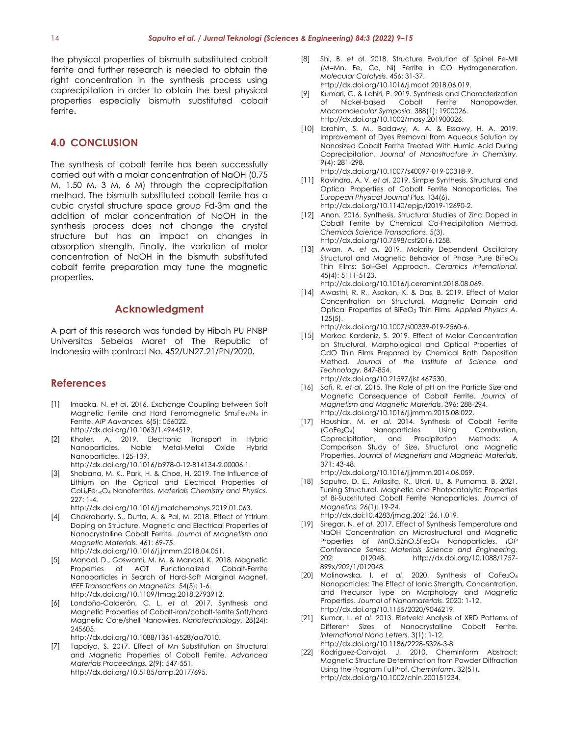the physical properties of bismuth substituted cobalt ferrite and further research is needed to obtain the right concentration in the synthesis process using coprecipitation in order to obtain the best physical properties especially bismuth substituted cobalt ferrite.

## 4.0 CONCLUSION

The synthesis of cobalt ferrite has been successfully carried out with a molar concentration of NaOH (0.75 M, 1.50 M, 3 M, 6 M) through the coprecipitation method. The bismuth substituted cobalt ferrite has a cubic crystal structure space group Fd-3m and the addition of molar concentration of NaOH in the synthesis process does not change the crystal structure but has an impact on changes in absorption strength. Finally, the variation of molar concentration of NaOH in the bismuth substituted cobalt ferrite preparation may tune the magnetic properties**.**

## Acknowledgment

A part of this research was funded by Hibah PU PNBP Universitas Sebelas Maret of The Republic of Indonesia with contract No. 452/UN27.21/PN/2020.

## References

[1] Imaoka, N. *et al*. 2016. Exchange Coupling between Soft Magnetic Ferrite and Hard Ferromagnetic $Sm_2Fe_{17}N_3$ in Ferrite. *AIP Advances.* 6(5): 056022. http://dx.doi.org/10.1063/1.4944519.

[2] Khater, A. 2019. Electronic Transport in Hybrid Nanoparticles. Noble Metal-Metal Oxide Hybrid Nanoparticles. 125-139. http://dx.doi.org/10.1016/b978-0-12-814134-2.00006.1.

[3] Shobana, M. K., Park, H. & Choe, H. 2019. The Influence of Lithium on the Optical and Electrical Properties of $CoLi_xFe_{1-x}O_4$ Nanoferrites. *Materials Chemistry and Physics.* 227: 1-4. http://dx.doi.org/10.1016/j.matchemphys.2019.01.063.

[4] Chakrabarty, S., Dutta, A. & Pal, M. 2018. Effect of Yttrium Doping on Structure, Magnetic and Electrical Properties of Nanocrystalline Cobalt Ferrite. *Journal of Magnetism and Magnetic Materials*. 461: 69-75. http://dx.doi.org/10.1016/j.jmmm.2018.04.051.

[5] Mandal, D., Goswami, M. M. & Mandal, K. 2018. Magnetic Properties of AOT Functionalized Cobalt-Ferrite Nanoparticles in Search of Hard-Soft Marginal Magnet. *IEEE Transactions on Magnetics*. 54(5): 1-6. http://dx.doi.org/10.1109/tmag.2018.2793912.

[6] Londoño-Calderón, C. L. *et al*. 2017. Synthesis and Magnetic Properties of Cobalt-iron/cobalt-ferrite Soft/hard Magnetic Core/shell Nanowires. *Nanotechnology.* 28(24): 245605. http://dx.doi.org/10.1088/1361-6528/aa7010.

[7] Tapdiya, S. 2017. Effect of Mn Substitution on Structural and Magnetic Properties of Cobalt Ferrite. *Advanced Materials Proceedings.* 2(9): 547-551. http://dx.doi.org/10.5185/amp.2017/695.

[8] Shi, B. *et al*. 2018. Structure Evolution of Spinel Fe-MII (M=Mn, Fe, Co, Ni) Ferrite in CO Hydrogeneration. *Molecular Catalysis*. 456: 31-37. http://dx.doi.org/10.1016/j.mcat.2018.06.019.

[9] Kumari, C. & Lahiri, P. 2019. Synthesis and Characterization of Nickel-based Cobalt Ferrite Nanopowder. *Macromolecular Symposia*. 388(1): 1900026. http://dx.doi.org/10.1002/masy.201900026.

[10] Ibrahim, S. M., Badawy, A. A. & Essawy, H. A. 2019. Improvement of Dyes Removal from Aqueous Solution by Nanosized Cobalt Ferrite Treated With Humic Acid During Coprecipitation. *Journal of Nanostructure in Chemistry*. 9(4): 281-298. http://dx.doi.org/10.1007/s40097-019-00318-9.

[11] Ravindra, A. V. *et al*. 2019. Simple Synthesis, Structural and Optical Properties of Cobalt Ferrite Nanoparticles. *The European Physical Journal Plus.* 134(6). http://dx.doi.org/10.1140/epjp/i2019-12690-2.

[12] Anon. 2016. Synthesis, Structural Studies of Zinc Doped in Cobalt Ferrite by Chemical Co-Precipitation Method. *Chemical Science Transactions*. 5(3). http://dx.doi.org/10.7598/cst2016.1258.

[13] Awan, A. *et al*. 2019. Molarity Dependent Oscillatory Structural and Magnetic Behavior of Phase Pure $BiFeO_3$ Thin Films: Sol–Gel Approach. *Ceramics International.* 45(4): 5111-5123. http://dx.doi.org/10.1016/j.ceramint.2018.08.069.

[14] Awasthi, R. R., Asokan, K. & Das, B. 2019. Effect of Molar Concentration on Structural, Magnetic Domain and Optical Properties of $BiFeO_3$ Thin Films. *Applied Physics A*. 125(5). http://dx.doi.org/10.1007/s00339-019-2560-6.

[15] Morkoc Kardeniz, S. 2019. Effect of Molar Concentration on Structural, Morphological and Optical Properties of CdO Thin Films Prepared by Chemical Bath Deposition Method. *Journal of the Institute of Science and Technology.* 847-854. http://dx.doi.org/10.21597/jist.467530.

[16] Safi, R. *et al*. 2015. The Role of pH on the Particle Size and Magnetic Consequence of Cobalt Ferrite. *Journal of Magnetism and Magnetic Materials*. 396: 288-294. http://dx.doi.org/10.1016/j.jmmm.2015.08.022.

[17] Houshiar, M. *et al*. 2014. Synthesis of Cobalt Ferrite ($CoFe_2O_4$) Nanoparticles Using Combustion, Coprecipitation, and Precipitation Methods: A Comparison Study of Size, Structural, and Magnetic Properties. *Journal of Magnetism and Magnetic Materials.* 371: 43-48. http://dx.doi.org/10.1016/j.jmmm.2014.06.059.

[18] Saputro, D. E., Arilasita, R., Utari, U., & Purnama, B. 2021. Tuning Structural, Magnetic and Photocatalytic Properties of Bi-Substituted Cobalt Ferrite Nanoparticles. *Journal of Magnetics.* 26(1): 19-24. http://dx.doi:10.4283/jmag.2021.26.1.019.

[19] Siregar, N. *et al*. 2017. Effect of Synthesis Temperature and NaOH Concentration on Microstructural and Magnetic Properties of $MnO.5ZnO.5Fe_2O_4$ Nanoparticles. *IOP Conference Series: Materials Science and Engineering.* 202: 012048. http://dx.doi.org/10.1088/1757-899x/202/1/012048.

[20] Malinowska, I. *et al*. 2020. Synthesis of $CoFe_2O_4$ Nanoparticles: The Effect of Ionic Strength, Concentration, and Precursor Type on Morphology and Magnetic Properties. *Journal of Nanomaterials*. 2020: 1-12. http://dx.doi.org/10.1155/2020/9046219.

[21] Kumar, L. *et al*. 2013. Rietveld Analysis of XRD Patterns of Different Sizes of Nanocrystalline Cobalt Ferrite. *International Nano Letters.* 3(1): 1-12. http://dx.doi.org/10.1186/2228-5326-3-8.

[22] Rodriguez-Carvajal, J. 2010. ChemInform Abstract: Magnetic Structure Determination from Powder Diffraction Using the Program FullProf. *ChemInform*. 32(51). http://dx.doi.org/10.1002/chin.200151234.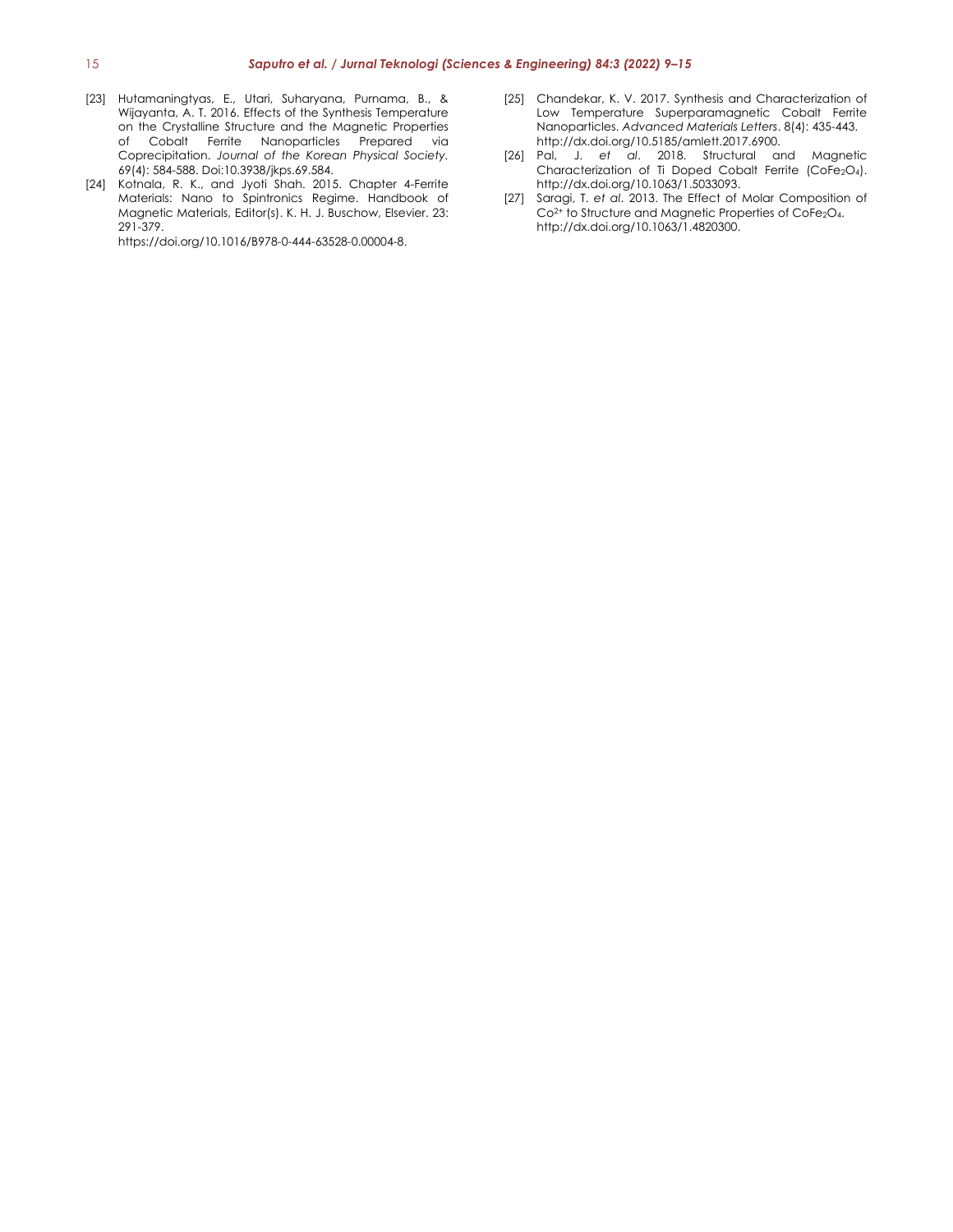[23] Hutamaningtyas, E., Utari, Suharyana, Purnama, B., & Wijayanta, A. T. 2016. Effects of the Synthesis Temperature on the Crystalline Structure and the Magnetic Properties of Cobalt Ferrite Nanoparticles Prepared via Coprecipitation. *Journal of the Korean Physical Society.* 69(4): 584-588. Doi:10.3938/jkps.69.584.

[24] Kotnala, R. K., and Jyoti Shah. 2015. Chapter 4-Ferrite Materials: Nano to Spintronics Regime. Handbook of Magnetic Materials, Editor(s). K. H. J. Buschow, Elsevier. 23: 291-379. https://doi.org/10.1016/B978-0-444-63528-0.00004-8.

[25] Chandekar, K. V. 2017. Synthesis and Characterization of Low Temperature Superparamagnetic Cobalt Ferrite Nanoparticles. *Advanced Materials Letters*. 8(4): 435-443. http://dx.doi.org/10.5185/amlett.2017.6900.

[26] Pal, J. *et al*. 2018. Structural and Magnetic Characterization of Ti Doped Cobalt Ferrite ($CoFe_2O_4$). http://dx.doi.org/10.1063/1.5033093.

[27] Saragi, T. *et al*. 2013. The Effect of Molar Composition of $Co^{2+}$ to Structure and Magnetic Properties of $CoFe_2O_4$. http://dx.doi.org/10.1063/1.4820300.